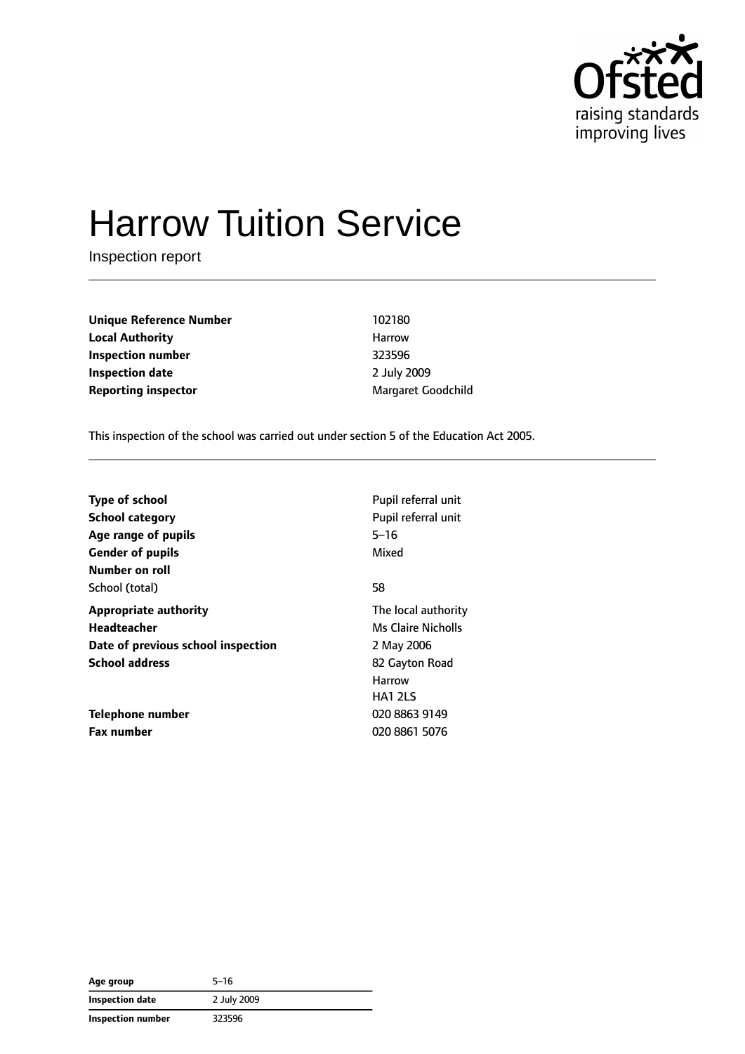# Harrow Tuition Service

Inspection report

| | |
|---|---|
| **Unique Reference Number** | 102180 |
| **Local Authority** | Harrow |
| **Inspection number** | 323596 |
| **Inspection date** | 2 July 2009 |
| **Reporting inspector** | Margaret Goodchild |

This inspection of the school was carried out under section 5 of the Education Act 2005.

| | |
|---|---|
| **Type of school** | Pupil referral unit |
| **School category** | Pupil referral unit |
| **Age range of pupils** | 5–16 |
| **Gender of pupils** | Mixed |
| **Number on roll** | |
| School (total) | 58 |
| **Appropriate authority** | The local authority |
| **Headteacher** | Ms Claire Nicholls |
| **Date of previous school inspection** | 2 May 2006 |
| **School address** | 82 Gayton Road<br>Harrow<br>HA1 2LS |
| **Telephone number** | 020 8863 9149 |
| **Fax number** | 020 8861 5076 |

| | |
|---|---|
| **Age group** | 5–16 |
| **Inspection date** | 2 July 2009 |
| **Inspection number** | 323596 |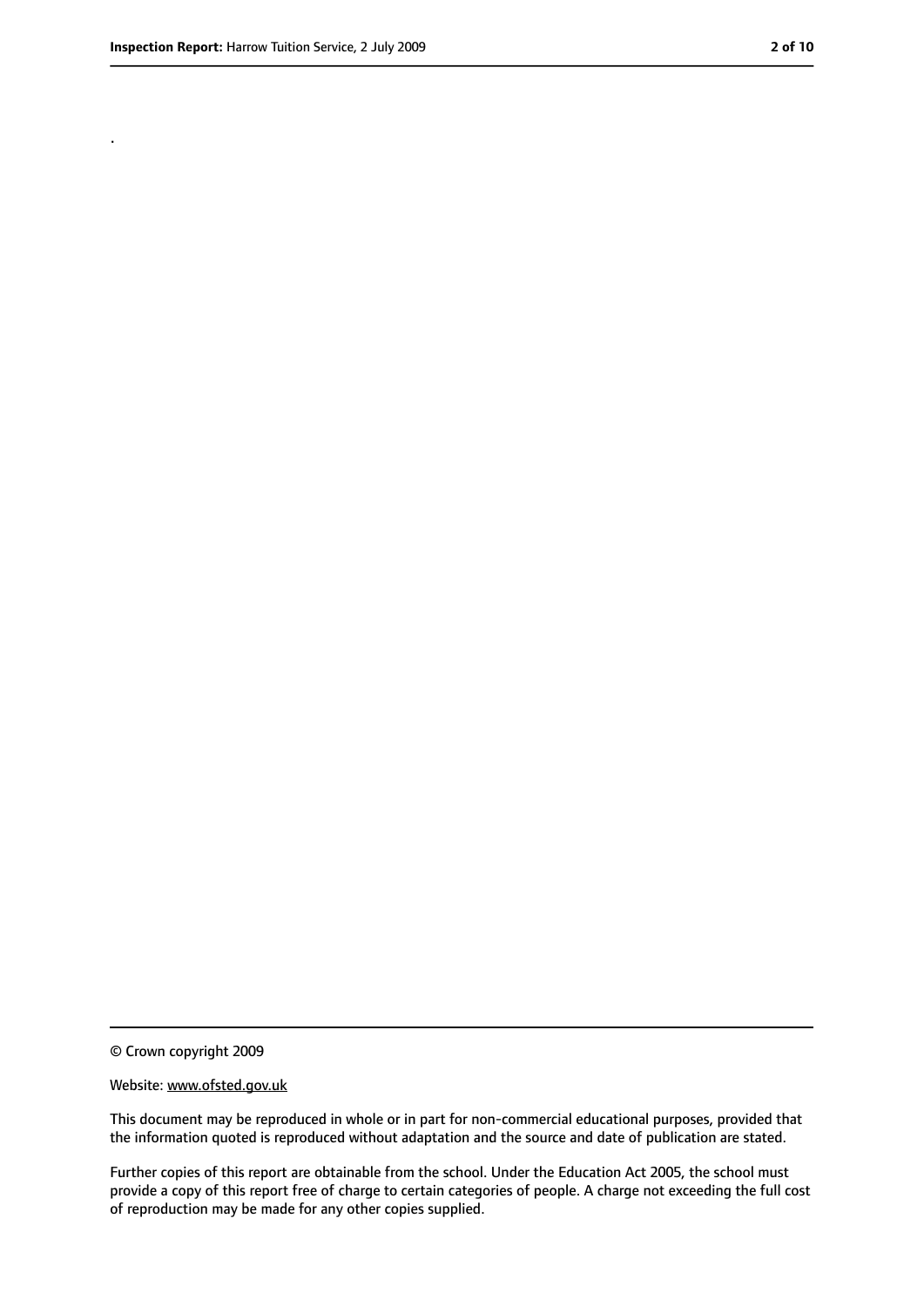.

© Crown copyright 2009

Website: www.ofsted.gov.uk

This document may be reproduced in whole or in part for non-commercial educational purposes, provided that the information quoted is reproduced without adaptation and the source and date of publication are stated.

Further copies of this report are obtainable from the school. Under the Education Act 2005, the school must provide a copy of this report free of charge to certain categories of people. A charge not exceeding the full cost of reproduction may be made for any other copies supplied.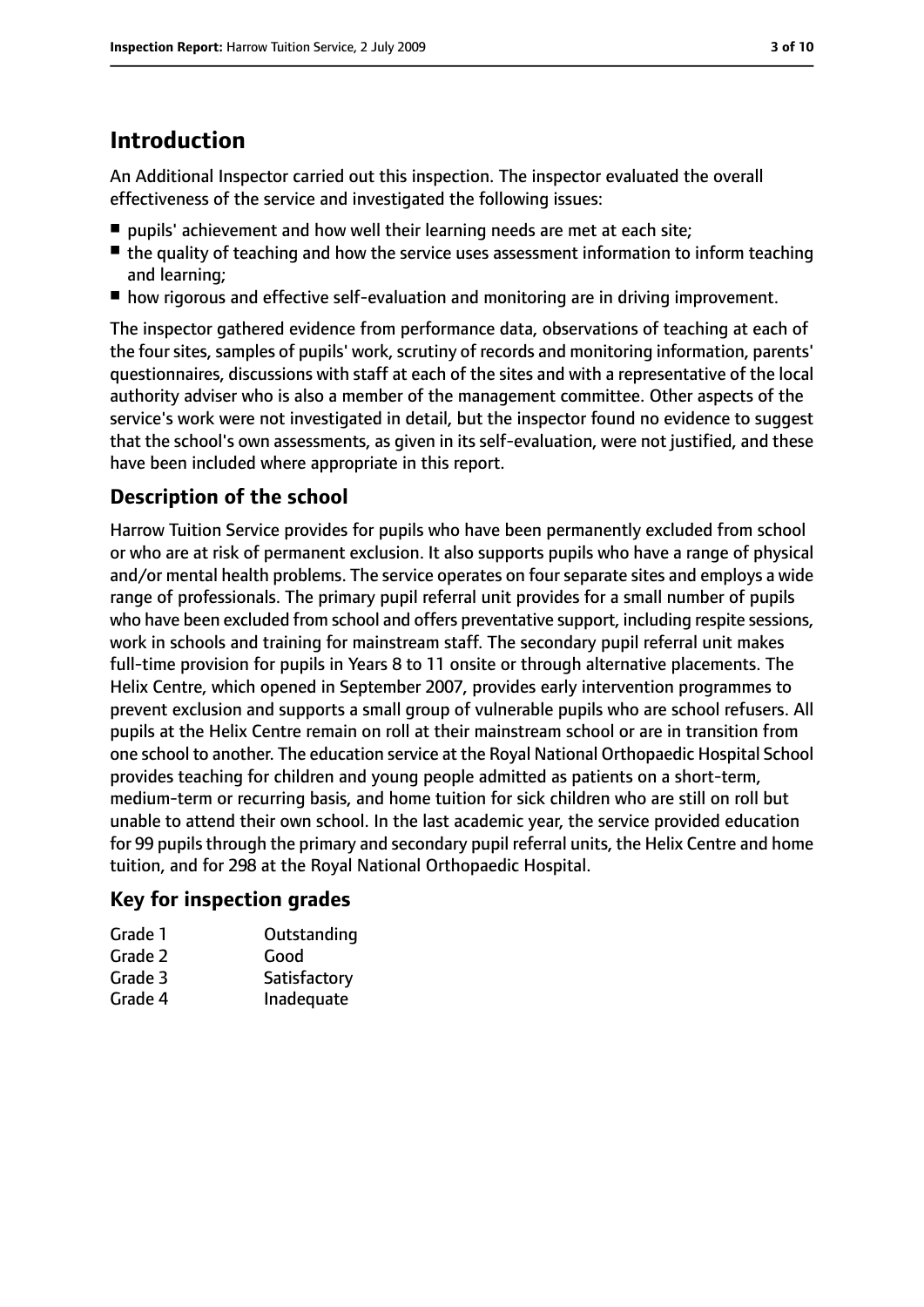# Introduction

An Additional Inspector carried out this inspection. The inspector evaluated the overall effectiveness of the service and investigated the following issues:

- pupils' achievement and how well their learning needs are met at each site;
- the quality of teaching and how the service uses assessment information to inform teaching and learning;
- how rigorous and effective self-evaluation and monitoring are in driving improvement.

The inspector gathered evidence from performance data, observations of teaching at each of the four sites, samples of pupils' work, scrutiny of records and monitoring information, parents' questionnaires, discussions with staff at each of the sites and with a representative of the local authority adviser who is also a member of the management committee. Other aspects of the service's work were not investigated in detail, but the inspector found no evidence to suggest that the school's own assessments, as given in its self-evaluation, were not justified, and these have been included where appropriate in this report.

## Description of the school

Harrow Tuition Service provides for pupils who have been permanently excluded from school or who are at risk of permanent exclusion. It also supports pupils who have a range of physical and/or mental health problems. The service operates on four separate sites and employs a wide range of professionals. The primary pupil referral unit provides for a small number of pupils who have been excluded from school and offers preventative support, including respite sessions, work in schools and training for mainstream staff. The secondary pupil referral unit makes full-time provision for pupils in Years 8 to 11 onsite or through alternative placements. The Helix Centre, which opened in September 2007, provides early intervention programmes to prevent exclusion and supports a small group of vulnerable pupils who are school refusers. All pupils at the Helix Centre remain on roll at their mainstream school or are in transition from one school to another. The education service at the Royal National Orthopaedic Hospital School provides teaching for children and young people admitted as patients on a short-term, medium-term or recurring basis, and home tuition for sick children who are still on roll but unable to attend their own school. In the last academic year, the service provided education for 99 pupils through the primary and secondary pupil referral units, the Helix Centre and home tuition, and for 298 at the Royal National Orthopaedic Hospital.

## Key for inspection grades

| | |
|---|---|
| Grade 1 | Outstanding |
| Grade 2 | Good |
| Grade 3 | Satisfactory |
| Grade 4 | Inadequate |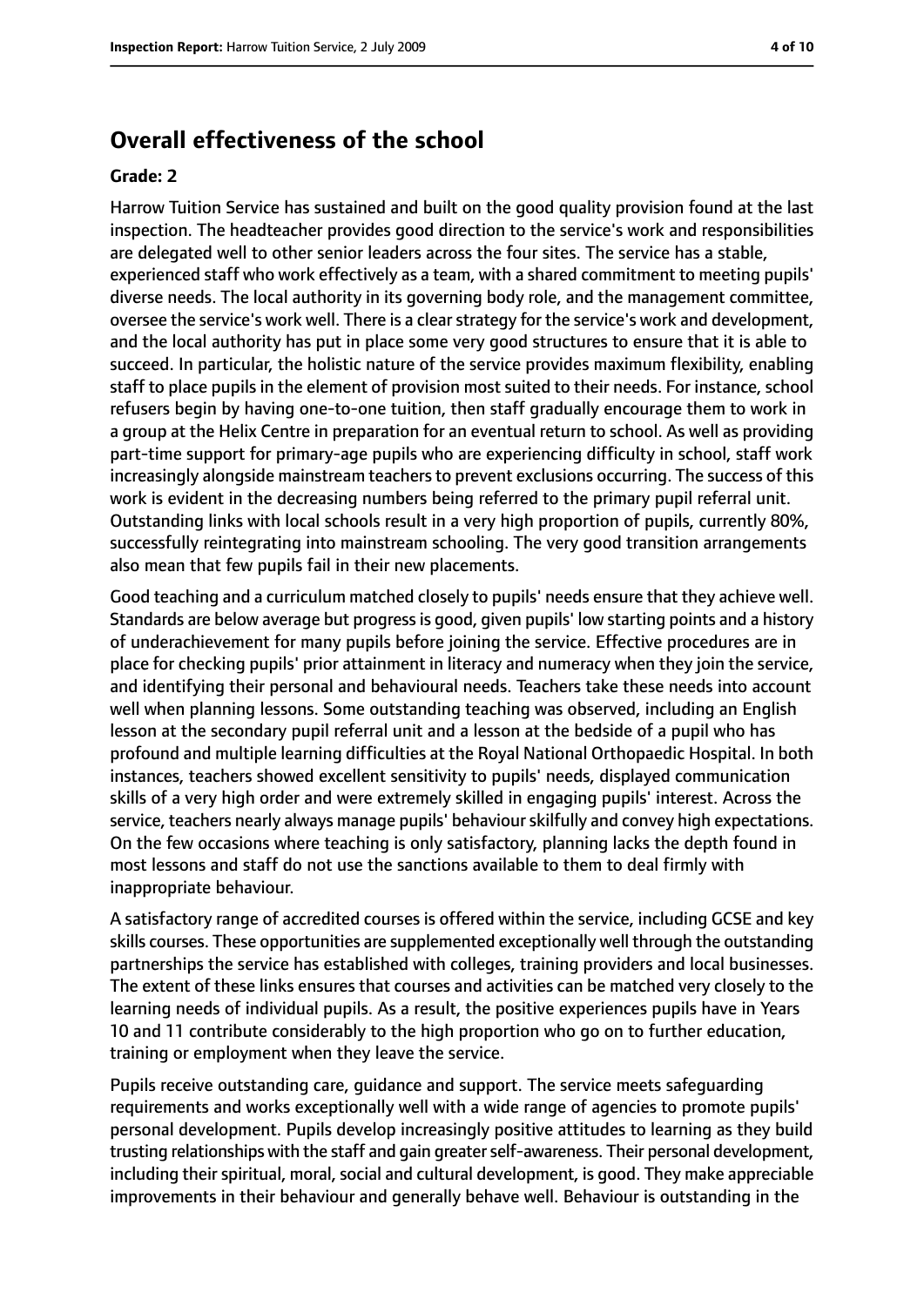## Overall effectiveness of the school

**Grade: 2**

Harrow Tuition Service has sustained and built on the good quality provision found at the last inspection. The headteacher provides good direction to the service's work and responsibilities are delegated well to other senior leaders across the four sites. The service has a stable, experienced staff who work effectively as a team, with a shared commitment to meeting pupils' diverse needs. The local authority in its governing body role, and the management committee, oversee the service's work well. There is a clear strategy for the service's work and development, and the local authority has put in place some very good structures to ensure that it is able to succeed. In particular, the holistic nature of the service provides maximum flexibility, enabling staff to place pupils in the element of provision most suited to their needs. For instance, school refusers begin by having one-to-one tuition, then staff gradually encourage them to work in a group at the Helix Centre in preparation for an eventual return to school. As well as providing part-time support for primary-age pupils who are experiencing difficulty in school, staff work increasingly alongside mainstream teachers to prevent exclusions occurring. The success of this work is evident in the decreasing numbers being referred to the primary pupil referral unit. Outstanding links with local schools result in a very high proportion of pupils, currently 80%, successfully reintegrating into mainstream schooling. The very good transition arrangements also mean that few pupils fail in their new placements.

Good teaching and a curriculum matched closely to pupils' needs ensure that they achieve well. Standards are below average but progress is good, given pupils' low starting points and a history of underachievement for many pupils before joining the service. Effective procedures are in place for checking pupils' prior attainment in literacy and numeracy when they join the service, and identifying their personal and behavioural needs. Teachers take these needs into account well when planning lessons. Some outstanding teaching was observed, including an English lesson at the secondary pupil referral unit and a lesson at the bedside of a pupil who has profound and multiple learning difficulties at the Royal National Orthopaedic Hospital. In both instances, teachers showed excellent sensitivity to pupils' needs, displayed communication skills of a very high order and were extremely skilled in engaging pupils' interest. Across the service, teachers nearly always manage pupils' behaviour skilfully and convey high expectations. On the few occasions where teaching is only satisfactory, planning lacks the depth found in most lessons and staff do not use the sanctions available to them to deal firmly with inappropriate behaviour.

A satisfactory range of accredited courses is offered within the service, including GCSE and key skills courses. These opportunities are supplemented exceptionally well through the outstanding partnerships the service has established with colleges, training providers and local businesses. The extent of these links ensures that courses and activities can be matched very closely to the learning needs of individual pupils. As a result, the positive experiences pupils have in Years 10 and 11 contribute considerably to the high proportion who go on to further education, training or employment when they leave the service.

Pupils receive outstanding care, guidance and support. The service meets safeguarding requirements and works exceptionally well with a wide range of agencies to promote pupils' personal development. Pupils develop increasingly positive attitudes to learning as they build trusting relationships with the staff and gain greater self-awareness. Their personal development, including their spiritual, moral, social and cultural development, is good. They make appreciable improvements in their behaviour and generally behave well. Behaviour is outstanding in the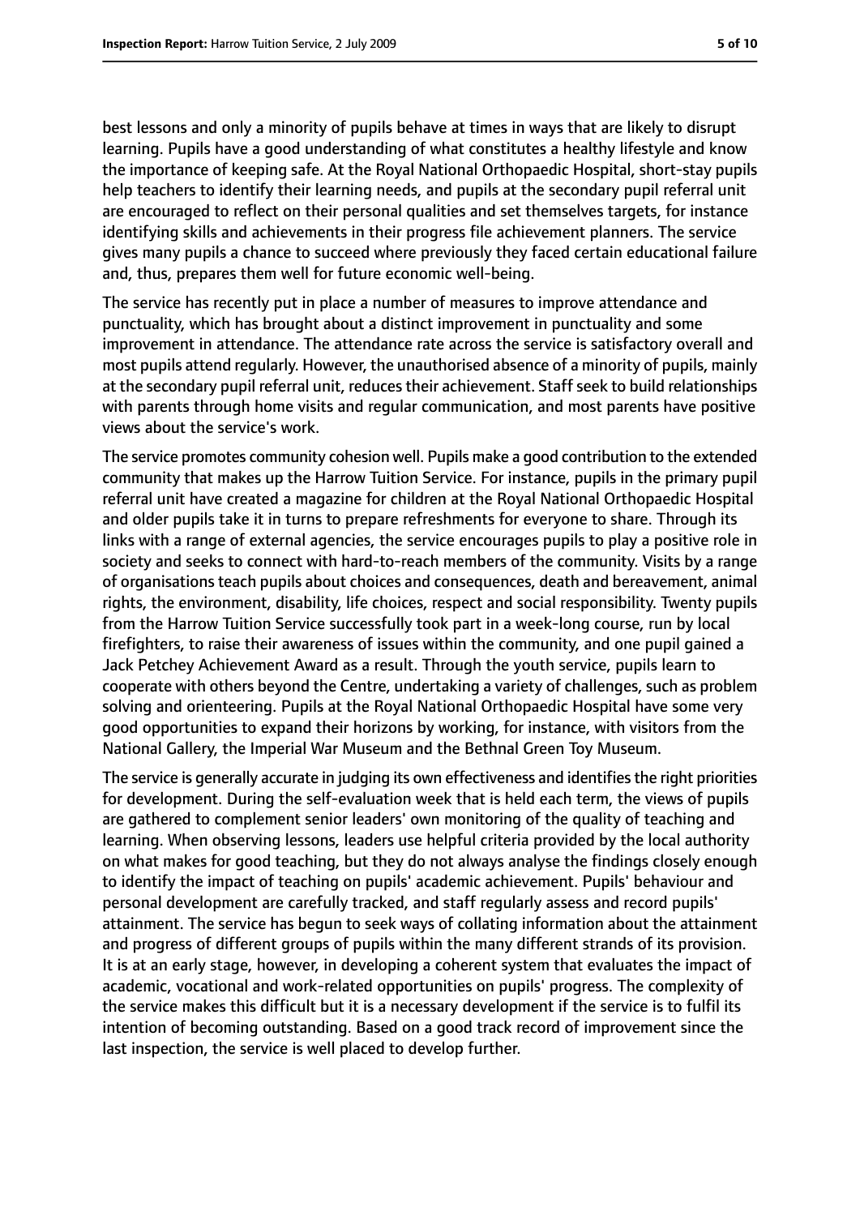best lessons and only a minority of pupils behave at times in ways that are likely to disrupt learning. Pupils have a good understanding of what constitutes a healthy lifestyle and know the importance of keeping safe. At the Royal National Orthopaedic Hospital, short-stay pupils help teachers to identify their learning needs, and pupils at the secondary pupil referral unit are encouraged to reflect on their personal qualities and set themselves targets, for instance identifying skills and achievements in their progress file achievement planners. The service gives many pupils a chance to succeed where previously they faced certain educational failure and, thus, prepares them well for future economic well-being.

The service has recently put in place a number of measures to improve attendance and punctuality, which has brought about a distinct improvement in punctuality and some improvement in attendance. The attendance rate across the service is satisfactory overall and most pupils attend regularly. However, the unauthorised absence of a minority of pupils, mainly at the secondary pupil referral unit, reduces their achievement. Staff seek to build relationships with parents through home visits and regular communication, and most parents have positive views about the service's work.

The service promotes community cohesion well. Pupils make a good contribution to the extended community that makes up the Harrow Tuition Service. For instance, pupils in the primary pupil referral unit have created a magazine for children at the Royal National Orthopaedic Hospital and older pupils take it in turns to prepare refreshments for everyone to share. Through its links with a range of external agencies, the service encourages pupils to play a positive role in society and seeks to connect with hard-to-reach members of the community. Visits by a range of organisations teach pupils about choices and consequences, death and bereavement, animal rights, the environment, disability, life choices, respect and social responsibility. Twenty pupils from the Harrow Tuition Service successfully took part in a week-long course, run by local firefighters, to raise their awareness of issues within the community, and one pupil gained a Jack Petchey Achievement Award as a result. Through the youth service, pupils learn to cooperate with others beyond the Centre, undertaking a variety of challenges, such as problem solving and orienteering. Pupils at the Royal National Orthopaedic Hospital have some very good opportunities to expand their horizons by working, for instance, with visitors from the National Gallery, the Imperial War Museum and the Bethnal Green Toy Museum.

The service is generally accurate in judging its own effectiveness and identifies the right priorities for development. During the self-evaluation week that is held each term, the views of pupils are gathered to complement senior leaders' own monitoring of the quality of teaching and learning. When observing lessons, leaders use helpful criteria provided by the local authority on what makes for good teaching, but they do not always analyse the findings closely enough to identify the impact of teaching on pupils' academic achievement. Pupils' behaviour and personal development are carefully tracked, and staff regularly assess and record pupils' attainment. The service has begun to seek ways of collating information about the attainment and progress of different groups of pupils within the many different strands of its provision. It is at an early stage, however, in developing a coherent system that evaluates the impact of academic, vocational and work-related opportunities on pupils' progress. The complexity of the service makes this difficult but it is a necessary development if the service is to fulfil its intention of becoming outstanding. Based on a good track record of improvement since the last inspection, the service is well placed to develop further.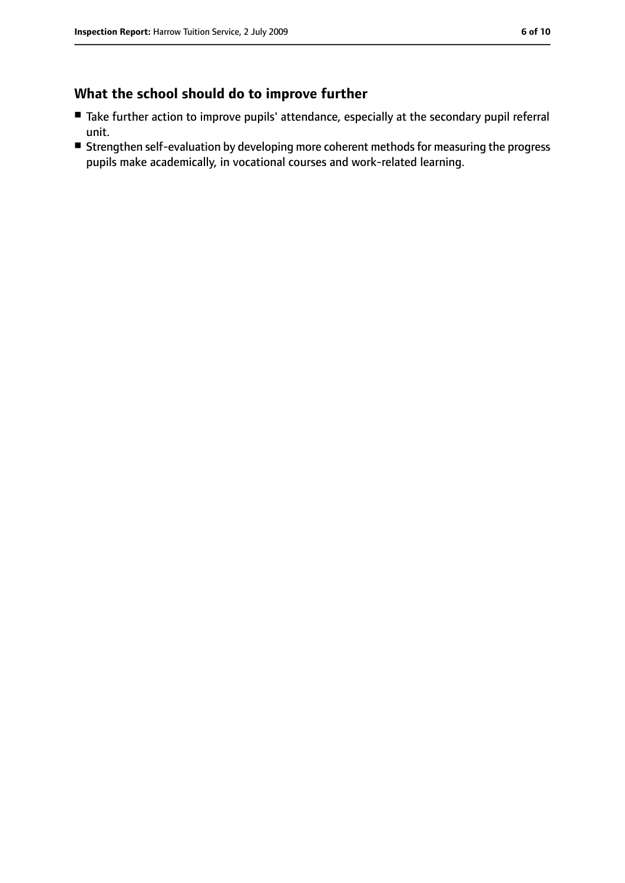## What the school should do to improve further

- Take further action to improve pupils' attendance, especially at the secondary pupil referral unit.
- Strengthen self-evaluation by developing more coherent methods for measuring the progress pupils make academically, in vocational courses and work-related learning.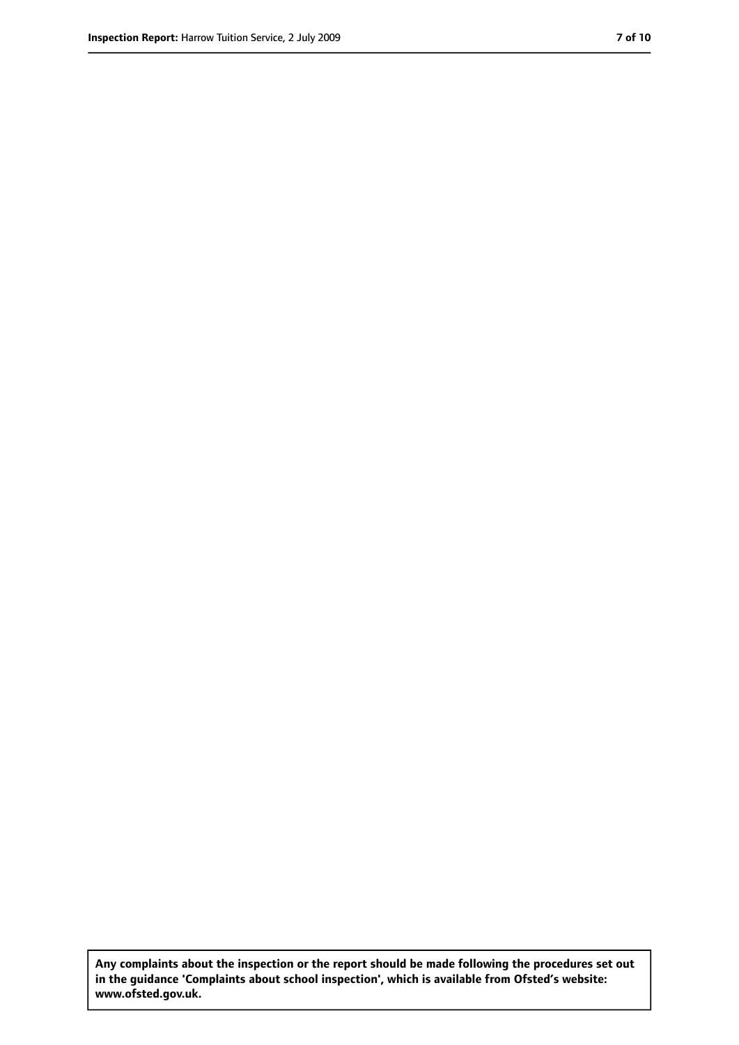**Any complaints about the inspection or the report should be made following the procedures set out in the guidance 'Complaints about school inspection', which is available from Ofsted's website: www.ofsted.gov.uk.**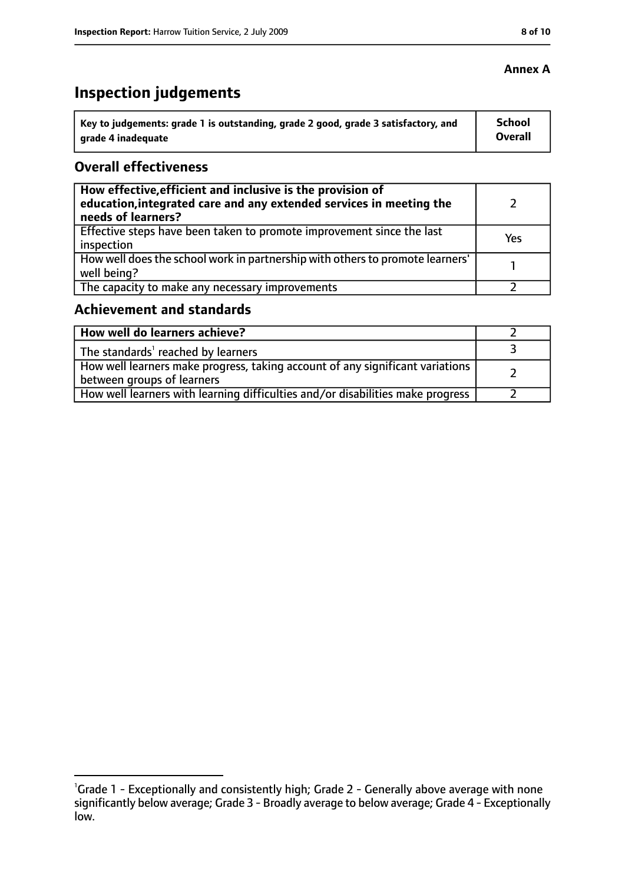**Annex A**

# Inspection judgements

| Key to judgements: grade 1 is outstanding, grade 2 good, grade 3 satisfactory, and grade 4 inadequate | School Overall |
|---|---|

## Overall effectiveness

| | |
|---|---|
| **How effective, efficient and inclusive is the provision of education, integrated care and any extended services in meeting the needs of learners?** | 2 |
| Effective steps have been taken to promote improvement since the last inspection | Yes |
| How well does the school work in partnership with others to promote learners' well being? | 1 |
| The capacity to make any necessary improvements | 2 |

## Achievement and standards

| | |
|---|---|
| **How well do learners achieve?** | 2 |
| The standards[1] reached by learners | 3 |
| How well learners make progress, taking account of any significant variations between groups of learners | 2 |
| How well learners with learning difficulties and/or disabilities make progress | 2 |

[1]Grade 1 - Exceptionally and consistently high; Grade 2 - Generally above average with none significantly below average; Grade 3 - Broadly average to below average; Grade 4 - Exceptionally low.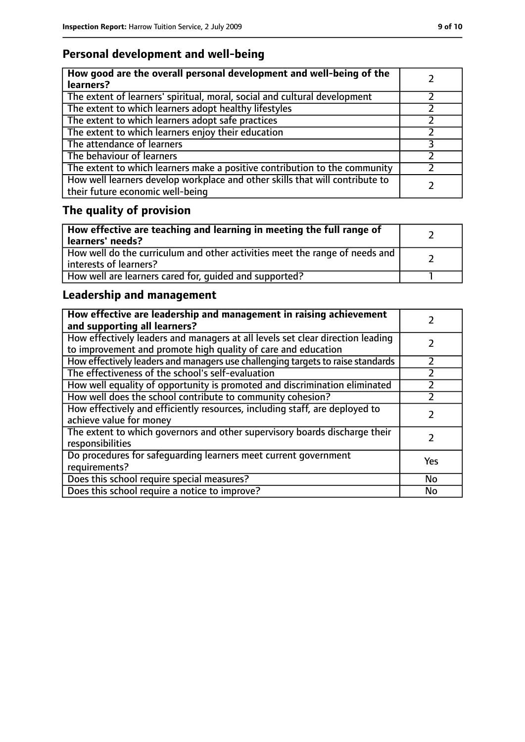## Personal development and well-being

| **How good are the overall personal development and well-being of the learners?** | 2 |
| --- | --- |
| The extent of learners' spiritual, moral, social and cultural development | 2 |
| The extent to which learners adopt healthy lifestyles | 2 |
| The extent to which learners adopt safe practices | 2 |
| The extent to which learners enjoy their education | 2 |
| The attendance of learners | 3 |
| The behaviour of learners | 2 |
| The extent to which learners make a positive contribution to the community | 2 |
| How well learners develop workplace and other skills that will contribute to their future economic well-being | 2 |

## The quality of provision

| **How effective are teaching and learning in meeting the full range of learners' needs?** | 2 |
| --- | --- |
| How well do the curriculum and other activities meet the range of needs and interests of learners? | 2 |
| How well are learners cared for, guided and supported? | 1 |

## Leadership and management

| **How effective are leadership and management in raising achievement and supporting all learners?** | 2 |
| --- | --- |
| How effectively leaders and managers at all levels set clear direction leading to improvement and promote high quality of care and education | 2 |
| How effectively leaders and managers use challenging targets to raise standards | 2 |
| The effectiveness of the school's self-evaluation | 2 |
| How well equality of opportunity is promoted and discrimination eliminated | 2 |
| How well does the school contribute to community cohesion? | 2 |
| How effectively and efficiently resources, including staff, are deployed to achieve value for money | 2 |
| The extent to which governors and other supervisory boards discharge their responsibilities | 2 |
| Do procedures for safeguarding learners meet current government requirements? | Yes |
| Does this school require special measures? | No |
| Does this school require a notice to improve? | No |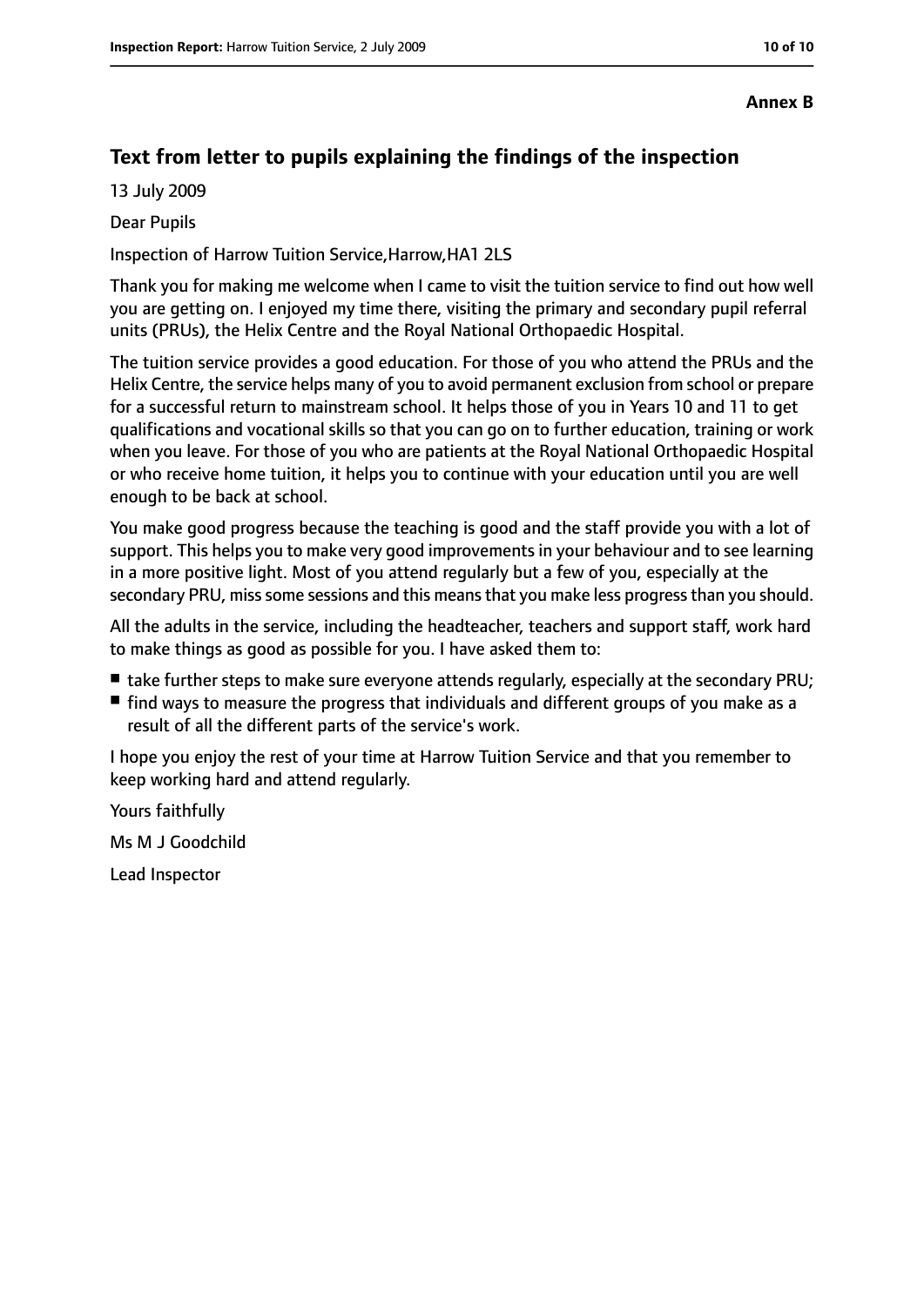**Annex B**

## Text from letter to pupils explaining the findings of the inspection

13 July 2009

Dear Pupils

Inspection of Harrow Tuition Service,Harrow,HA1 2LS

Thank you for making me welcome when I came to visit the tuition service to find out how well you are getting on. I enjoyed my time there, visiting the primary and secondary pupil referral units (PRUs), the Helix Centre and the Royal National Orthopaedic Hospital.

The tuition service provides a good education. For those of you who attend the PRUs and the Helix Centre, the service helps many of you to avoid permanent exclusion from school or prepare for a successful return to mainstream school. It helps those of you in Years 10 and 11 to get qualifications and vocational skills so that you can go on to further education, training or work when you leave. For those of you who are patients at the Royal National Orthopaedic Hospital or who receive home tuition, it helps you to continue with your education until you are well enough to be back at school.

You make good progress because the teaching is good and the staff provide you with a lot of support. This helps you to make very good improvements in your behaviour and to see learning in a more positive light. Most of you attend regularly but a few of you, especially at the secondary PRU, miss some sessions and this means that you make less progress than you should.

All the adults in the service, including the headteacher, teachers and support staff, work hard to make things as good as possible for you. I have asked them to:

- take further steps to make sure everyone attends regularly, especially at the secondary PRU;
- find ways to measure the progress that individuals and different groups of you make as a result of all the different parts of the service's work.

I hope you enjoy the rest of your time at Harrow Tuition Service and that you remember to keep working hard and attend regularly.

Yours faithfully

Ms M J Goodchild

Lead Inspector